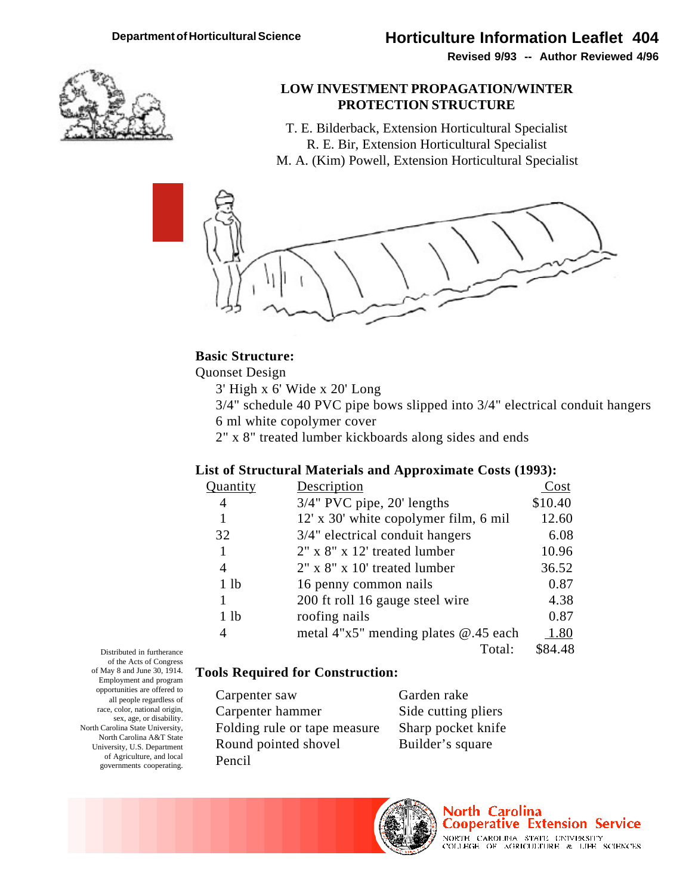Department of Horticultural Science

# Horticulture Information Leaflet 404

**Revised 9/93 -- Author Reviewed 4/96**

## LOW INVESTMENT PROPAGATION/WINTER PROTECTION STRUCTURE

T. E. Bilderback, Extension Horticultural Specialist
R. E. Bir, Extension Horticultural Specialist
M. A. (Kim) Powell, Extension Horticultural Specialist

### Basic Structure:

Quonset Design

- 3' High x 6' Wide x 20' Long
- 3/4" schedule 40 PVC pipe bows slipped into 3/4" electrical conduit hangers
- 6 ml white copolymer cover
- 2" x 8" treated lumber kickboards along sides and ends

### List of Structural Materials and Approximate Costs (1993):

| Quantity | Description | Cost |
|---|---|---|
| 4 | 3/4" PVC pipe, 20' lengths | $10.40 |
| 1 | 12' x 30' white copolymer film, 6 mil | 12.60 |
| 32 | 3/4" electrical conduit hangers | 6.08 |
| 1 | 2" x 8" x 12' treated lumber | 10.96 |
| 4 | 2" x 8" x 10' treated lumber | 36.52 |
| 1 lb | 16 penny common nails | 0.87 |
| 1 | 200 ft roll 16 gauge steel wire | 4.38 |
| 1 lb | roofing nails | 0.87 |
| 4 | metal 4"x5" mending plates @.45 each | 1.80 |
| | Total: | $84.48 |

### Tools Required for Construction:

- Carpenter saw
- Carpenter hammer
- Folding rule or tape measure
- Round pointed shovel
- Pencil
- Garden rake
- Side cutting pliers
- Sharp pocket knife
- Builder's square

Distributed in furtherance of the Acts of Congress of May 8 and June 30, 1914. Employment and program opportunities are offered to all people regardless of race, color, national origin, sex, age, or disability. North Carolina State University, North Carolina A&T State University, U.S. Department of Agriculture, and local governments cooperating.

North Carolina Cooperative Extension Service
North Carolina State University
College of Agriculture & Life Sciences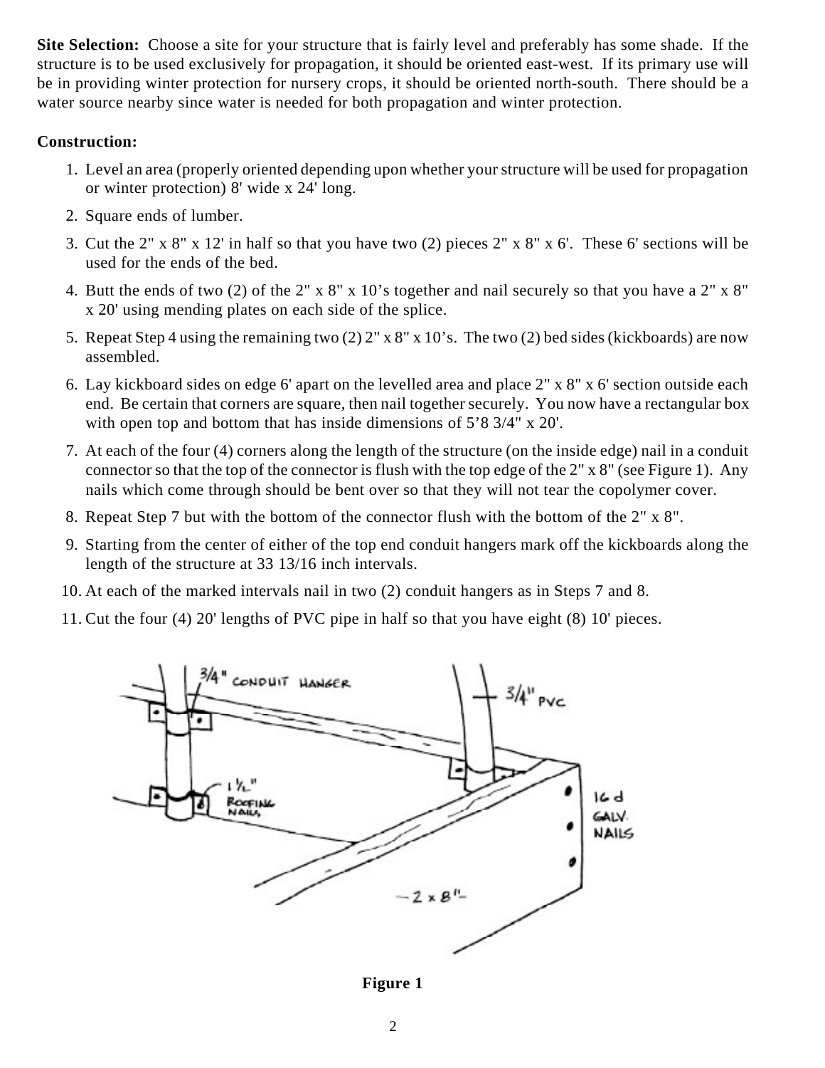**Site Selection:** Choose a site for your structure that is fairly level and preferably has some shade. If the structure is to be used exclusively for propagation, it should be oriented east-west. If its primary use will be in providing winter protection for nursery crops, it should be oriented north-south. There should be a water source nearby since water is needed for both propagation and winter protection.

**Construction:**

1. Level an area (properly oriented depending upon whether your structure will be used for propagation or winter protection) 8' wide x 24' long.
2. Square ends of lumber.
3. Cut the 2" x 8" x 12' in half so that you have two (2) pieces 2" x 8" x 6'. These 6' sections will be used for the ends of the bed.
4. Butt the ends of two (2) of the 2" x 8" x 10's together and nail securely so that you have a 2" x 8" x 20' using mending plates on each side of the splice.
5. Repeat Step 4 using the remaining two (2) 2" x 8" x 10's. The two (2) bed sides (kickboards) are now assembled.
6. Lay kickboard sides on edge 6' apart on the levelled area and place 2" x 8" x 6' section outside each end. Be certain that corners are square, then nail together securely. You now have a rectangular box with open top and bottom that has inside dimensions of 5'8 3/4" x 20'.
7. At each of the four (4) corners along the length of the structure (on the inside edge) nail in a conduit connector so that the top of the connector is flush with the top edge of the 2" x 8" (see Figure 1). Any nails which come through should be bent over so that they will not tear the copolymer cover.
8. Repeat Step 7 but with the bottom of the connector flush with the bottom of the 2" x 8".
9. Starting from the center of either of the top end conduit hangers mark off the kickboards along the length of the structure at 33 13/16 inch intervals.
10. At each of the marked intervals nail in two (2) conduit hangers as in Steps 7 and 8.
11. Cut the four (4) 20' lengths of PVC pipe in half so that you have eight (8) 10' pieces.

**Figure 1**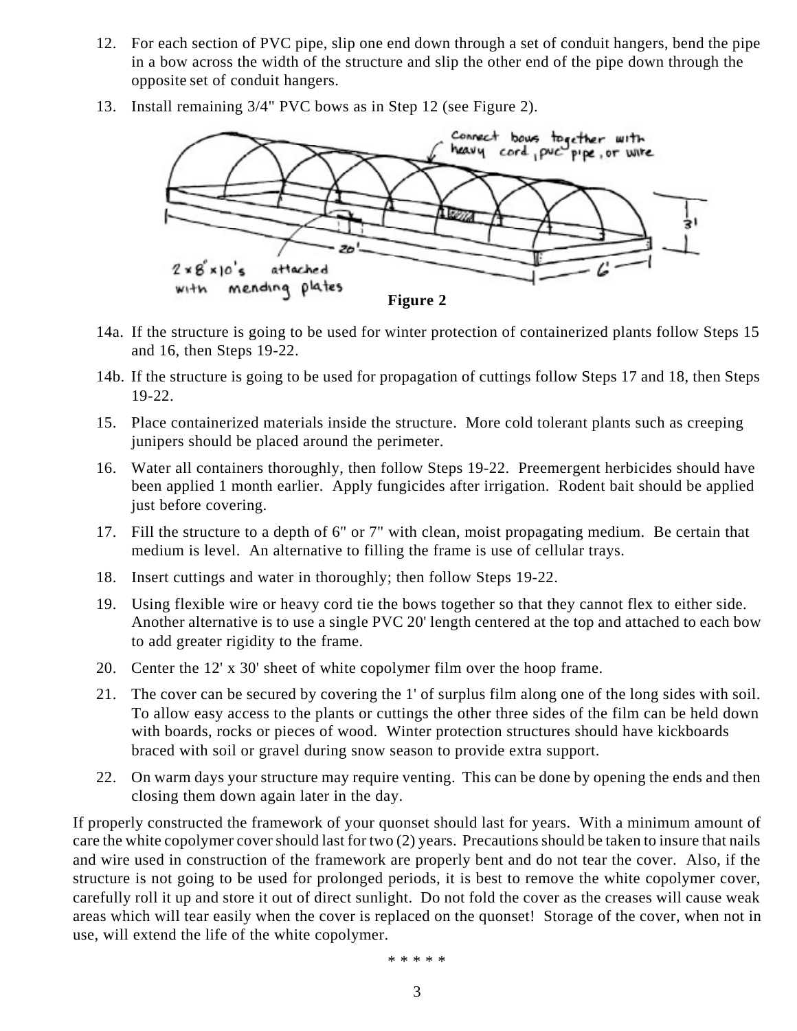12. For each section of PVC pipe, slip one end down through a set of conduit hangers, bend the pipe in a bow across the width of the structure and slip the other end of the pipe down through the opposite set of conduit hangers.

13. Install remaining 3/4" PVC bows as in Step 12 (see Figure 2).

Connect bows together with heavy cord, pvc pipe, or wire

20'

3'

6'

2 x 8" x 10's attached with mending plates

**Figure 2**

14a. If the structure is going to be used for winter protection of containerized plants follow Steps 15 and 16, then Steps 19-22.

14b. If the structure is going to be used for propagation of cuttings follow Steps 17 and 18, then Steps 19-22.

15. Place containerized materials inside the structure. More cold tolerant plants such as creeping junipers should be placed around the perimeter.

16. Water all containers thoroughly, then follow Steps 19-22. Preemergent herbicides should have been applied 1 month earlier. Apply fungicides after irrigation. Rodent bait should be applied just before covering.

17. Fill the structure to a depth of 6" or 7" with clean, moist propagating medium. Be certain that medium is level. An alternative to filling the frame is use of cellular trays.

18. Insert cuttings and water in thoroughly; then follow Steps 19-22.

19. Using flexible wire or heavy cord tie the bows together so that they cannot flex to either side. Another alternative is to use a single PVC 20' length centered at the top and attached to each bow to add greater rigidity to the frame.

20. Center the 12' x 30' sheet of white copolymer film over the hoop frame.

21. The cover can be secured by covering the 1' of surplus film along one of the long sides with soil. To allow easy access to the plants or cuttings the other three sides of the film can be held down with boards, rocks or pieces of wood. Winter protection structures should have kickboards braced with soil or gravel during snow season to provide extra support.

22. On warm days your structure may require venting. This can be done by opening the ends and then closing them down again later in the day.

If properly constructed the framework of your quonset should last for years. With a minimum amount of care the white copolymer cover should last for two (2) years. Precautions should be taken to insure that nails and wire used in construction of the framework are properly bent and do not tear the cover. Also, if the structure is not going to be used for prolonged periods, it is best to remove the white copolymer cover, carefully roll it up and store it out of direct sunlight. Do not fold the cover as the creases will cause weak areas which will tear easily when the cover is replaced on the quonset! Storage of the cover, when not in use, will extend the life of the white copolymer.

* * * * *